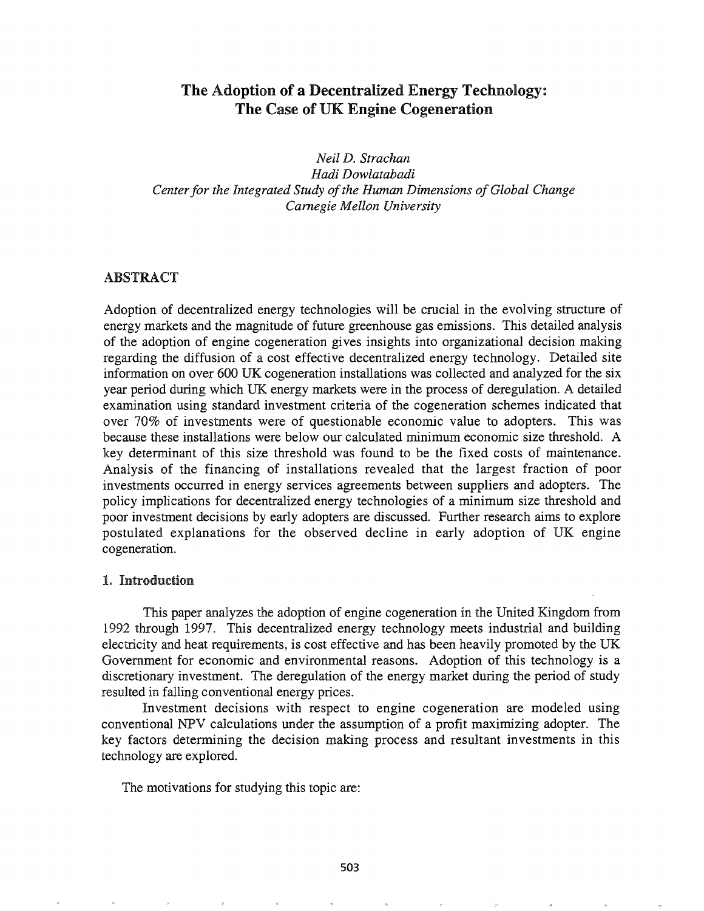# The Adoption of a Decentralized Energy Technology: The Case of UK Engine Cogeneration

*Neil D. Strachan*
*Hadi Dowlatabadi*
*Center for the Integrated Study of the Human Dimensions of Global Change*
*Carnegie Mellon University*

## ABSTRACT

Adoption of decentralized energy technologies will be crucial in the evolving structure of energy markets and the magnitude of future greenhouse gas emissions. This detailed analysis of the adoption of engine cogeneration gives insights into organizational decision making regarding the diffusion of a cost effective decentralized energy technology. Detailed site information on over 600 UK cogeneration installations was collected and analyzed for the six year period during which UK energy markets were in the process of deregulation. A detailed examination using standard investment criteria of the cogeneration schemes indicated that over 70% of investments were of questionable economic value to adopters. This was because these installations were below our calculated minimum economic size threshold. A key determinant of this size threshold was found to be the fixed costs of maintenance. Analysis of the financing of installations revealed that the largest fraction of poor investments occurred in energy services agreements between suppliers and adopters. The policy implications for decentralized energy technologies of a minimum size threshold and poor investment decisions by early adopters are discussed. Further research aims to explore postulated explanations for the observed decline in early adoption of UK engine cogeneration.

## 1. Introduction

This paper analyzes the adoption of engine cogeneration in the United Kingdom from 1992 through 1997. This decentralized energy technology meets industrial and building electricity and heat requirements, is cost effective and has been heavily promoted by the UK Government for economic and environmental reasons. Adoption of this technology is a discretionary investment. The deregulation of the energy market during the period of study resulted in falling conventional energy prices.

Investment decisions with respect to engine cogeneration are modeled using conventional NPV calculations under the assumption of a profit maximizing adopter. The key factors determining the decision making process and resultant investments in this technology are explored.

The motivations for studying this topic are: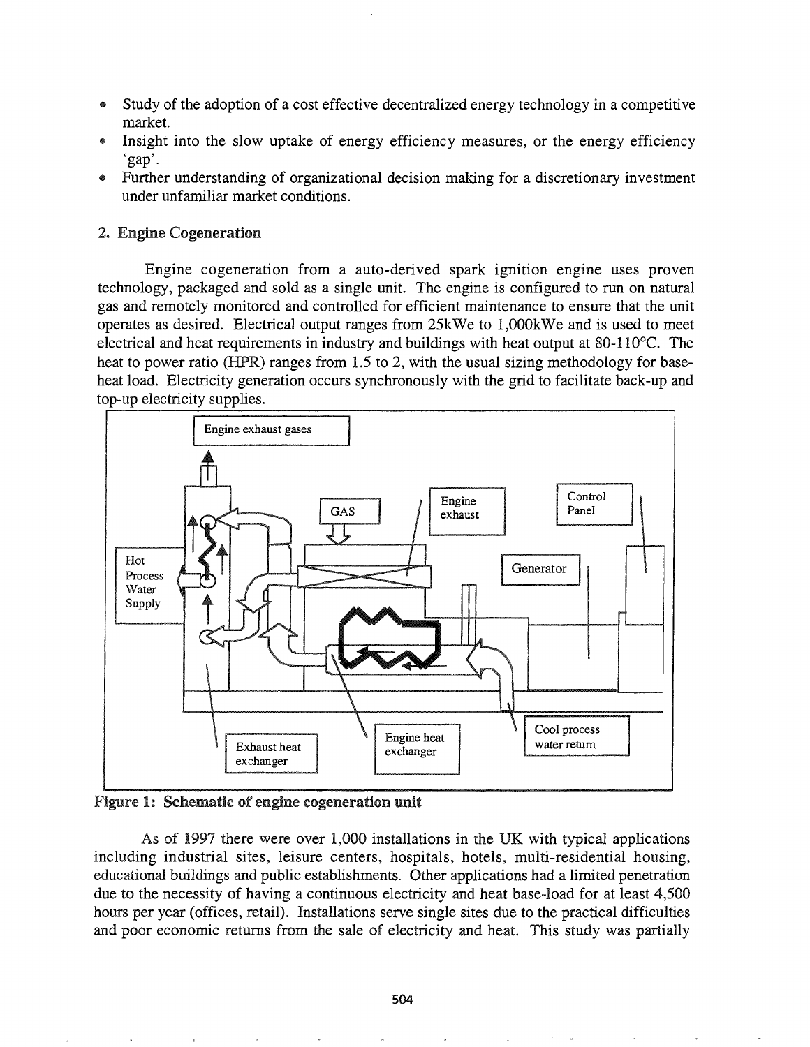- Study of the adoption of a cost effective decentralized energy technology in a competitive market.
- Insight into the slow uptake of energy efficiency measures, or the energy efficiency 'gap'.
- Further understanding of organizational decision making for a discretionary investment under unfamiliar market conditions.

## 2. Engine Cogeneration

Engine cogeneration from a auto-derived spark ignition engine uses proven technology, packaged and sold as a single unit. The engine is configured to run on natural gas and remotely monitored and controlled for efficient maintenance to ensure that the unit operates as desired. Electrical output ranges from 25kWe to 1,000kWe and is used to meet electrical and heat requirements in industry and buildings with heat output at 80-110°C. The heat to power ratio (HPR) ranges from 1.5 to 2, with the usual sizing methodology for base-heat load. Electricity generation occurs synchronously with the grid to facilitate back-up and top-up electricity supplies.

Engine exhaust gases

GAS

Engine exhaust

Control Panel

Hot Process Water Supply

Generator

Exhaust heat exchanger

Engine heat exchanger

Cool process water return

**Figure 1: Schematic of engine cogeneration unit**

As of 1997 there were over 1,000 installations in the UK with typical applications including industrial sites, leisure centers, hospitals, hotels, multi-residential housing, educational buildings and public establishments. Other applications had a limited penetration due to the necessity of having a continuous electricity and heat base-load for at least 4,500 hours per year (offices, retail). Installations serve single sites due to the practical difficulties and poor economic returns from the sale of electricity and heat. This study was partially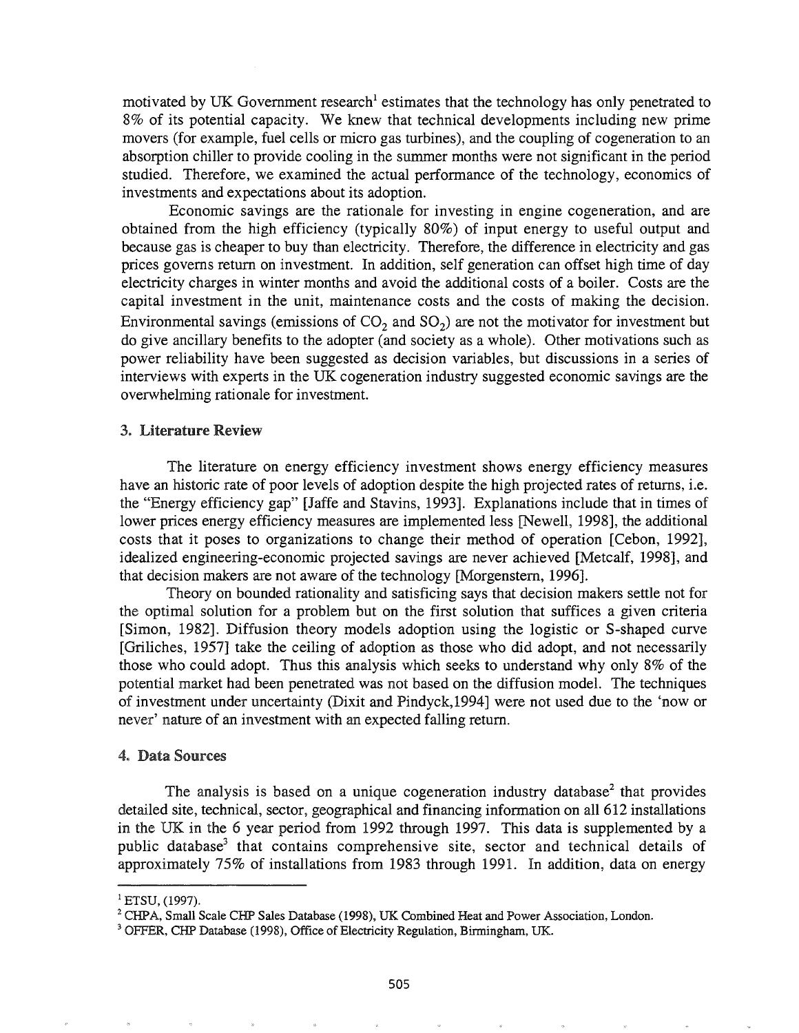motivated by UK Government research[1] estimates that the technology has only penetrated to 8% of its potential capacity. We knew that technical developments including new prime movers (for example, fuel cells or micro gas turbines), and the coupling of cogeneration to an absorption chiller to provide cooling in the summer months were not significant in the period studied. Therefore, we examined the actual performance of the technology, economics of investments and expectations about its adoption.

Economic savings are the rationale for investing in engine cogeneration, and are obtained from the high efficiency (typically 80%) of input energy to useful output and because gas is cheaper to buy than electricity. Therefore, the difference in electricity and gas prices governs return on investment. In addition, self generation can offset high time of day electricity charges in winter months and avoid the additional costs of a boiler. Costs are the capital investment in the unit, maintenance costs and the costs of making the decision. Environmental savings (emissions of $CO_2$ and $SO_2$) are not the motivator for investment but do give ancillary benefits to the adopter (and society as a whole). Other motivations such as power reliability have been suggested as decision variables, but discussions in a series of interviews with experts in the UK cogeneration industry suggested economic savings are the overwhelming rationale for investment.

## 3. Literature Review

The literature on energy efficiency investment shows energy efficiency measures have an historic rate of poor levels of adoption despite the high projected rates of returns, i.e. the "Energy efficiency gap" [Jaffe and Stavins, 1993]. Explanations include that in times of lower prices energy efficiency measures are implemented less [Newell, 1998], the additional costs that it poses to organizations to change their method of operation [Cebon, 1992], idealized engineering-economic projected savings are never achieved [Metcalf, 1998], and that decision makers are not aware of the technology [Morgenstern, 1996].

Theory on bounded rationality and satisficing says that decision makers settle not for the optimal solution for a problem but on the first solution that suffices a given criteria [Simon, 1982]. Diffusion theory models adoption using the logistic or S-shaped curve [Griliches, 1957] take the ceiling of adoption as those who did adopt, and not necessarily those who could adopt. Thus this analysis which seeks to understand why only 8% of the potential market had been penetrated was not based on the diffusion model. The techniques of investment under uncertainty (Dixit and Pindyck,1994] were not used due to the 'now or never' nature of an investment with an expected falling return.

## 4. Data Sources

The analysis is based on a unique cogeneration industry database[2] that provides detailed site, technical, sector, geographical and financing information on all 612 installations in the UK in the 6 year period from 1992 through 1997. This data is supplemented by a public database[3] that contains comprehensive site, sector and technical details of approximately 75% of installations from 1983 through 1991. In addition, data on energy

---

[1] ETSU, (1997).

[2] CHPA, Small Scale CHP Sales Database (1998), UK Combined Heat and Power Association, London.

[3] OFFER, CHP Database (1998), Office of Electricity Regulation, Birmingham, UK.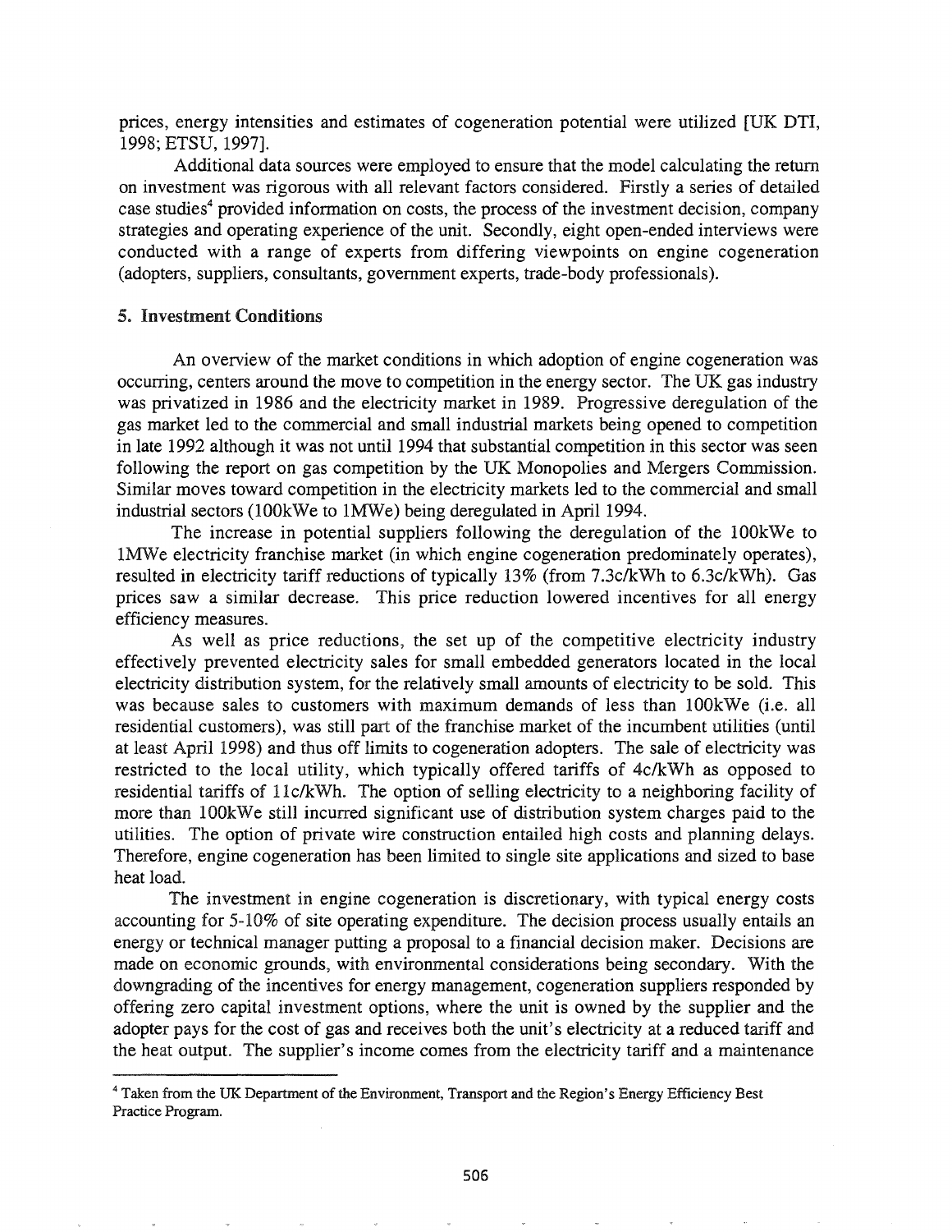prices, energy intensities and estimates of cogeneration potential were utilized [UK DTI, 1998; ETSU, 1997].

Additional data sources were employed to ensure that the model calculating the return on investment was rigorous with all relevant factors considered. Firstly a series of detailed case studies[4] provided information on costs, the process of the investment decision, company strategies and operating experience of the unit. Secondly, eight open-ended interviews were conducted with a range of experts from differing viewpoints on engine cogeneration (adopters, suppliers, consultants, government experts, trade-body professionals).

## 5. Investment Conditions

An overview of the market conditions in which adoption of engine cogeneration was occurring, centers around the move to competition in the energy sector. The UK gas industry was privatized in 1986 and the electricity market in 1989. Progressive deregulation of the gas market led to the commercial and small industrial markets being opened to competition in late 1992 although it was not until 1994 that substantial competition in this sector was seen following the report on gas competition by the UK Monopolies and Mergers Commission. Similar moves toward competition in the electricity markets led to the commercial and small industrial sectors (100kWe to 1MWe) being deregulated in April 1994.

The increase in potential suppliers following the deregulation of the 100kWe to 1MWe electricity franchise market (in which engine cogeneration predominately operates), resulted in electricity tariff reductions of typically 13% (from 7.3c/kWh to 6.3c/kWh). Gas prices saw a similar decrease. This price reduction lowered incentives for all energy efficiency measures.

As well as price reductions, the set up of the competitive electricity industry effectively prevented electricity sales for small embedded generators located in the local electricity distribution system, for the relatively small amounts of electricity to be sold. This was because sales to customers with maximum demands of less than 100kWe (i.e. all residential customers), was still part of the franchise market of the incumbent utilities (until at least April 1998) and thus off limits to cogeneration adopters. The sale of electricity was restricted to the local utility, which typically offered tariffs of 4c/kWh as opposed to residential tariffs of 11c/kWh. The option of selling electricity to a neighboring facility of more than 100kWe still incurred significant use of distribution system charges paid to the utilities. The option of private wire construction entailed high costs and planning delays. Therefore, engine cogeneration has been limited to single site applications and sized to base heat load.

The investment in engine cogeneration is discretionary, with typical energy costs accounting for 5-10% of site operating expenditure. The decision process usually entails an energy or technical manager putting a proposal to a financial decision maker. Decisions are made on economic grounds, with environmental considerations being secondary. With the downgrading of the incentives for energy management, cogeneration suppliers responded by offering zero capital investment options, where the unit is owned by the supplier and the adopter pays for the cost of gas and receives both the unit's electricity at a reduced tariff and the heat output. The supplier's income comes from the electricity tariff and a maintenance

[4] Taken from the UK Department of the Environment, Transport and the Region's Energy Efficiency Best Practice Program.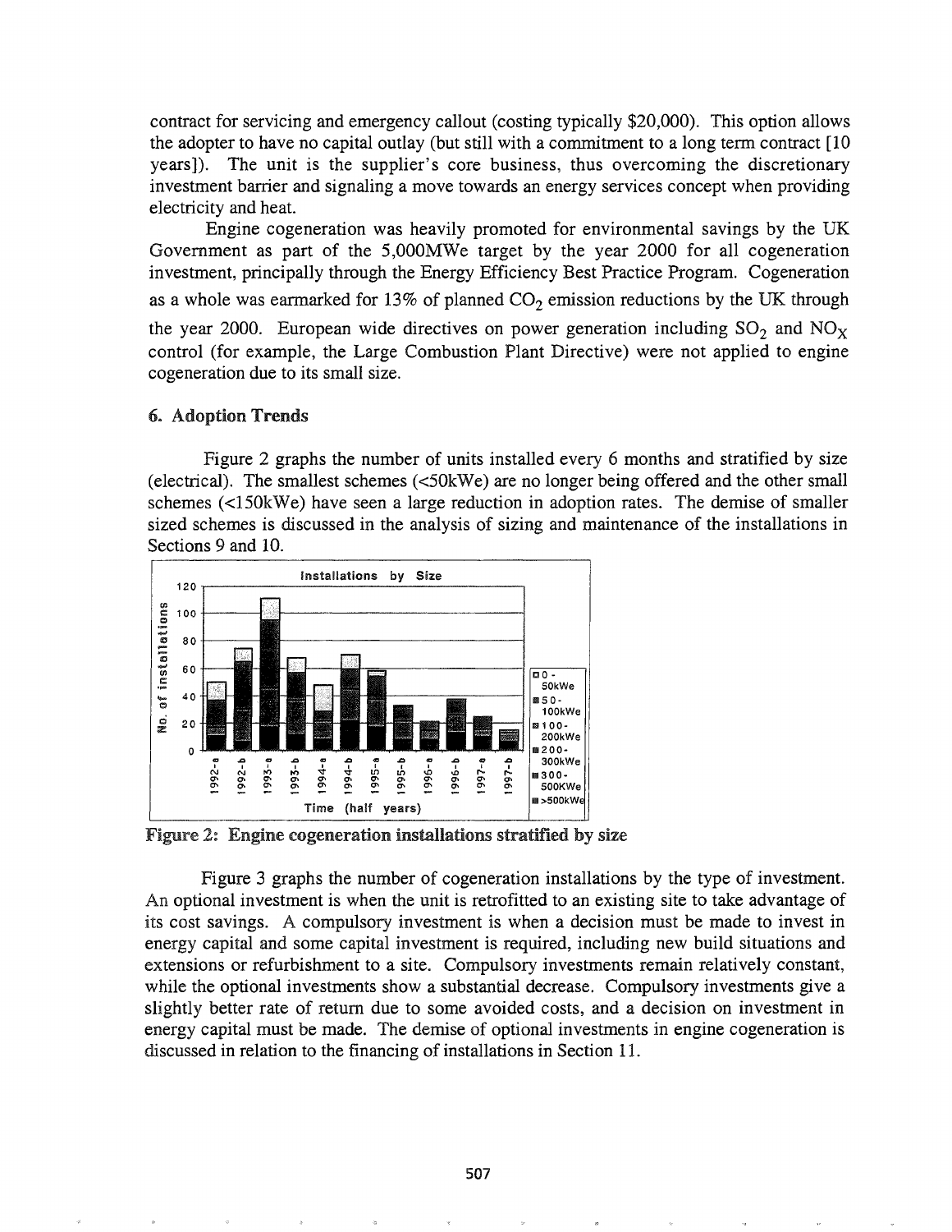contract for servicing and emergency callout (costing typically $20,000). This option allows the adopter to have no capital outlay (but still with a commitment to a long term contract [10 years]). The unit is the supplier's core business, thus overcoming the discretionary investment barrier and signaling a move towards an energy services concept when providing electricity and heat.

Engine cogeneration was heavily promoted for environmental savings by the UK Government as part of the 5,000MWe target by the year 2000 for all cogeneration investment, principally through the Energy Efficiency Best Practice Program. Cogeneration as a whole was earmarked for 13% of planned $CO_2$ emission reductions by the UK through the year 2000. European wide directives on power generation including $SO_2$ and $NO_X$ control (for example, the Large Combustion Plant Directive) were not applied to engine cogeneration due to its small size.

## 6. Adoption Trends

Figure 2 graphs the number of units installed every 6 months and stratified by size (electrical). The smallest schemes (<50kWe) are no longer being offered and the other small schemes (<150kWe) have seen a large reduction in adoption rates. The demise of smaller sized schemes is discussed in the analysis of sizing and maintenance of the installations in Sections 9 and 10.

**Figure 2: Engine cogeneration installations stratified by size**

Figure 3 graphs the number of cogeneration installations by the type of investment. An optional investment is when the unit is retrofitted to an existing site to take advantage of its cost savings. A compulsory investment is when a decision must be made to invest in energy capital and some capital investment is required, including new build situations and extensions or refurbishment to a site. Compulsory investments remain relatively constant, while the optional investments show a substantial decrease. Compulsory investments give a slightly better rate of return due to some avoided costs, and a decision on investment in energy capital must be made. The demise of optional investments in engine cogeneration is discussed in relation to the financing of installations in Section 11.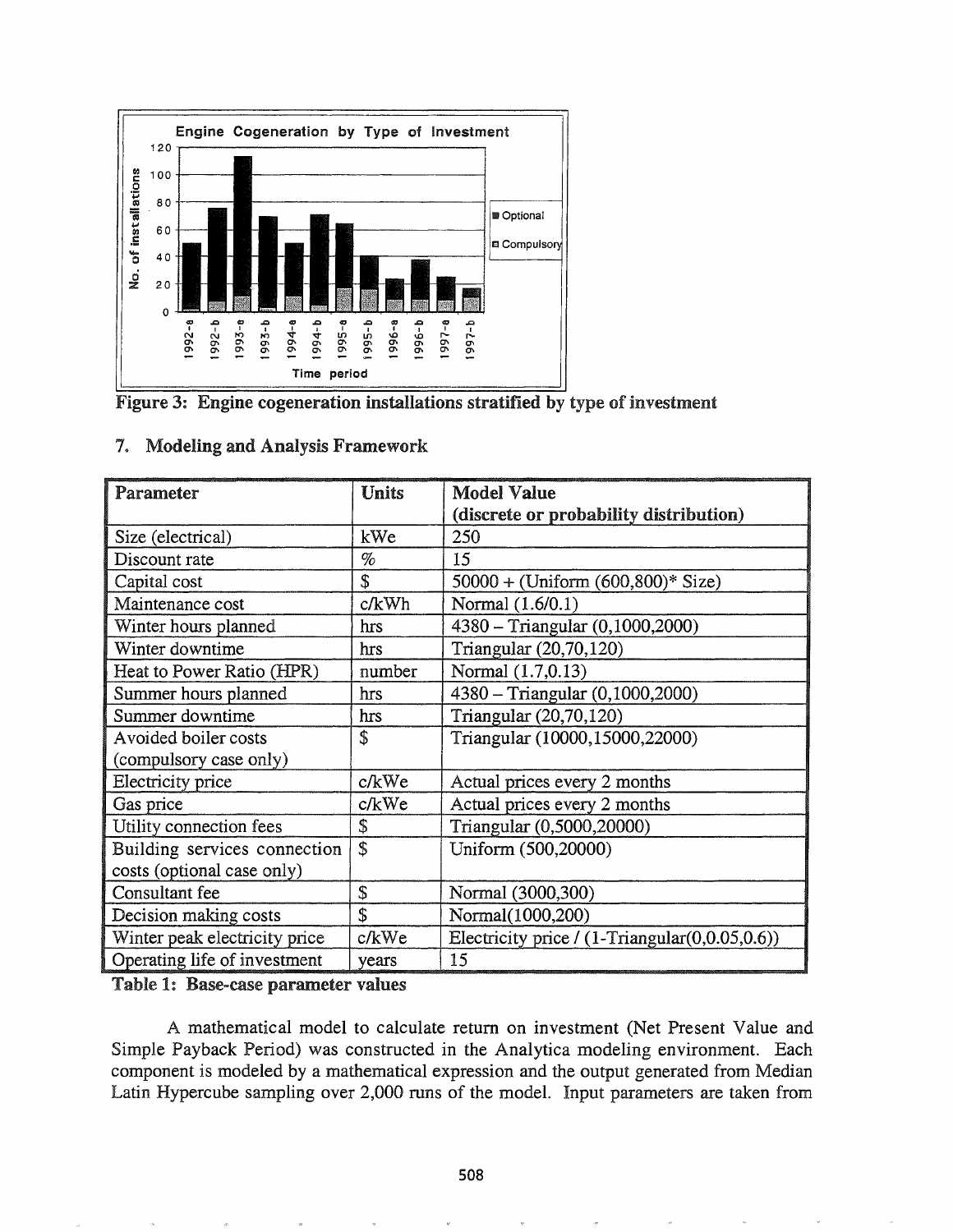Figure 3: Engine cogeneration installations stratified by type of investment

## 7. Modeling and Analysis Framework

| Parameter | Units | Model Value (discrete or probability distribution) |
|---|---|---|
| Size (electrical) | kWe | 250 |
| Discount rate | % | 15 |
| Capital cost | $ | 50000 + (Uniform (600,800)* Size) |
| Maintenance cost | c/kWh | Normal (1.6/0.1) |
| Winter hours planned | hrs | 4380 – Triangular (0,1000,2000) |
| Winter downtime | hrs | Triangular (20,70,120) |
| Heat to Power Ratio (HPR) | number | Normal (1.7,0.13) |
| Summer hours planned | hrs | 4380 – Triangular (0,1000,2000) |
| Summer downtime | hrs | Triangular (20,70,120) |
| Avoided boiler costs (compulsory case only) | $ | Triangular (10000,15000,22000) |
| Electricity price | c/kWe | Actual prices every 2 months |
| Gas price | c/kWe | Actual prices every 2 months |
| Utility connection fees | $ | Triangular (0,5000,20000) |
| Building services connection costs (optional case only) | $ | Uniform (500,20000) |
| Consultant fee | $ | Normal (3000,300) |
| Decision making costs | $ | Normal(1000,200) |
| Winter peak electricity price | c/kWe | Electricity price / (1-Triangular(0,0.05,0.6)) |
| Operating life of investment | years | 15 |

**Table 1: Base-case parameter values**

A mathematical model to calculate return on investment (Net Present Value and Simple Payback Period) was constructed in the Analytica modeling environment. Each component is modeled by a mathematical expression and the output generated from Median Latin Hypercube sampling over 2,000 runs of the model. Input parameters are taken from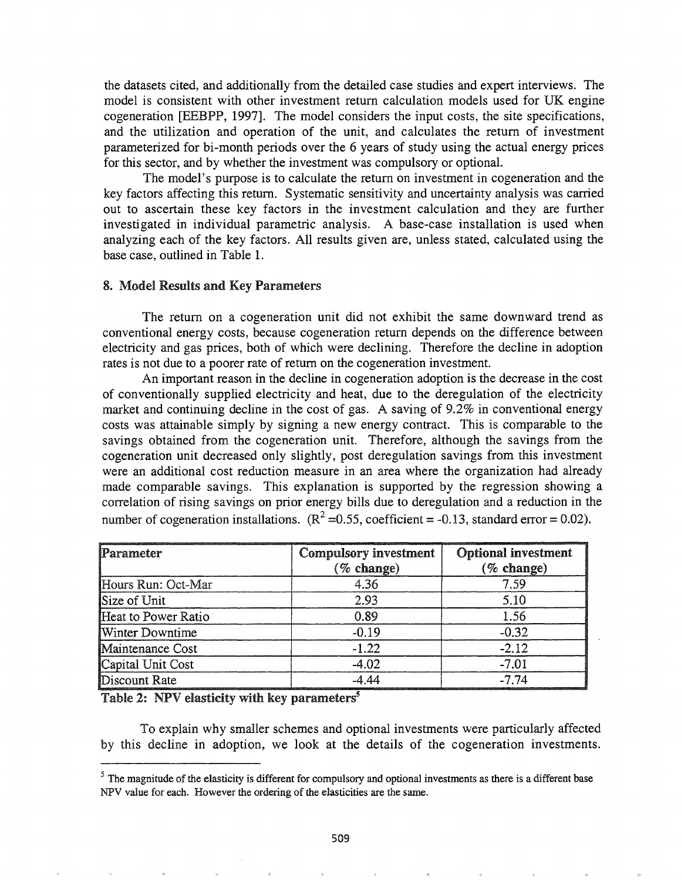the datasets cited, and additionally from the detailed case studies and expert interviews. The model is consistent with other investment return calculation models used for UK engine cogeneration [EEBPP, 1997]. The model considers the input costs, the site specifications, and the utilization and operation of the unit, and calculates the return of investment parameterized for bi-month periods over the 6 years of study using the actual energy prices for this sector, and by whether the investment was compulsory or optional.

The model's purpose is to calculate the return on investment in cogeneration and the key factors affecting this return. Systematic sensitivity and uncertainty analysis was carried out to ascertain these key factors in the investment calculation and they are further investigated in individual parametric analysis. A base-case installation is used when analyzing each of the key factors. All results given are, unless stated, calculated using the base case, outlined in Table 1.

## 8. Model Results and Key Parameters

The return on a cogeneration unit did not exhibit the same downward trend as conventional energy costs, because cogeneration return depends on the difference between electricity and gas prices, both of which were declining. Therefore the decline in adoption rates is not due to a poorer rate of return on the cogeneration investment.

An important reason in the decline in cogeneration adoption is the decrease in the cost of conventionally supplied electricity and heat, due to the deregulation of the electricity market and continuing decline in the cost of gas. A saving of 9.2% in conventional energy costs was attainable simply by signing a new energy contract. This is comparable to the savings obtained from the cogeneration unit. Therefore, although the savings from the cogeneration unit decreased only slightly, post deregulation savings from this investment were an additional cost reduction measure in an area where the organization had already made comparable savings. This explanation is supported by the regression showing a correlation of rising savings on prior energy bills due to deregulation and a reduction in the number of cogeneration installations. ($R^2$ =0.55, coefficient = -0.13, standard error = 0.02).

| Parameter | Compulsory investment (% change) | Optional investment (% change) |
|---|---|---|
| Hours Run: Oct-Mar | 4.36 | 7.59 |
| Size of Unit | 2.93 | 5.10 |
| Heat to Power Ratio | 0.89 | 1.56 |
| Winter Downtime | -0.19 | -0.32 |
| Maintenance Cost | -1.22 | -2.12 |
| Capital Unit Cost | -4.02 | -7.01 |
| Discount Rate | -4.44 | -7.74 |

**Table 2: NPV elasticity with key parameters[5]**

To explain why smaller schemes and optional investments were particularly affected by this decline in adoption, we look at the details of the cogeneration investments.

[5] The magnitude of the elasticity is different for compulsory and optional investments as there is a different base NPV value for each. However the ordering of the elasticities are the same.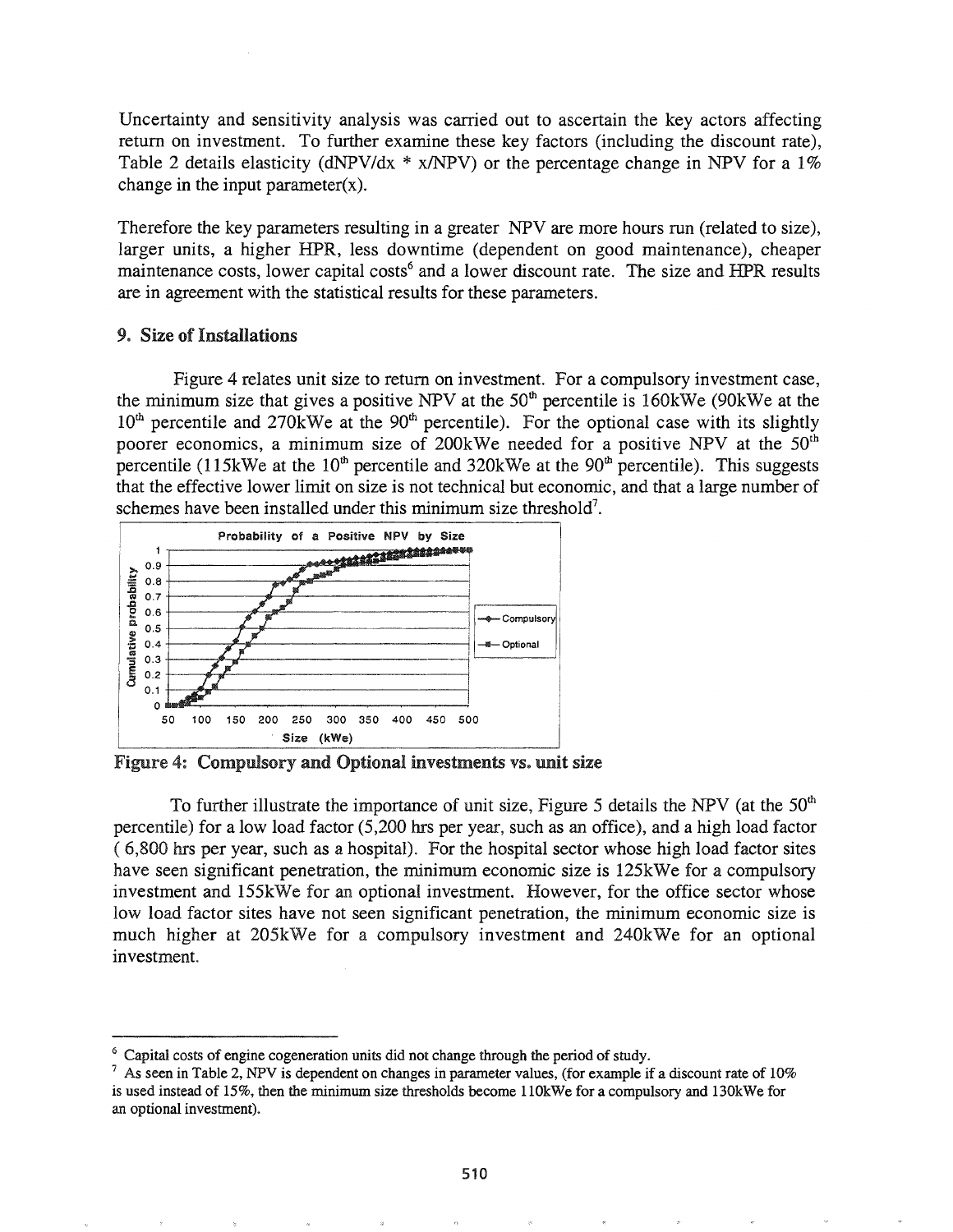Uncertainty and sensitivity analysis was carried out to ascertain the key actors affecting return on investment. To further examine these key factors (including the discount rate), Table 2 details elasticity (dNPV/dx * x/NPV) or the percentage change in NPV for a 1% change in the input parameter(x).

Therefore the key parameters resulting in a greater NPV are more hours run (related to size), larger units, a higher HPR, less downtime (dependent on good maintenance), cheaper maintenance costs, lower capital costs[6] and a lower discount rate. The size and HPR results are in agreement with the statistical results for these parameters.

## 9. Size of Installations

Figure 4 relates unit size to return on investment. For a compulsory investment case, the minimum size that gives a positive NPV at the 50[th] percentile is 160kWe (90kWe at the 10[th] percentile and 270kWe at the 90[th] percentile). For the optional case with its slightly poorer economics, a minimum size of 200kWe needed for a positive NPV at the 50[th] percentile (115kWe at the 10[th] percentile and 320kWe at the 90[th] percentile). This suggests that the effective lower limit on size is not technical but economic, and that a large number of schemes have been installed under this minimum size threshold[7].

**Figure 4: Compulsory and Optional investments vs. unit size**

To further illustrate the importance of unit size, Figure 5 details the NPV (at the 50[th] percentile) for a low load factor (5,200 hrs per year, such as an office), and a high load factor ( 6,800 hrs per year, such as a hospital). For the hospital sector whose high load factor sites have seen significant penetration, the minimum economic size is 125kWe for a compulsory investment and 155kWe for an optional investment. However, for the office sector whose low load factor sites have not seen significant penetration, the minimum economic size is much higher at 205kWe for a compulsory investment and 240kWe for an optional investment.

---

[6] Capital costs of engine cogeneration units did not change through the period of study.

[7] As seen in Table 2, NPV is dependent on changes in parameter values, (for example if a discount rate of 10% is used instead of 15%, then the minimum size thresholds become 110kWe for a compulsory and 130kWe for an optional investment).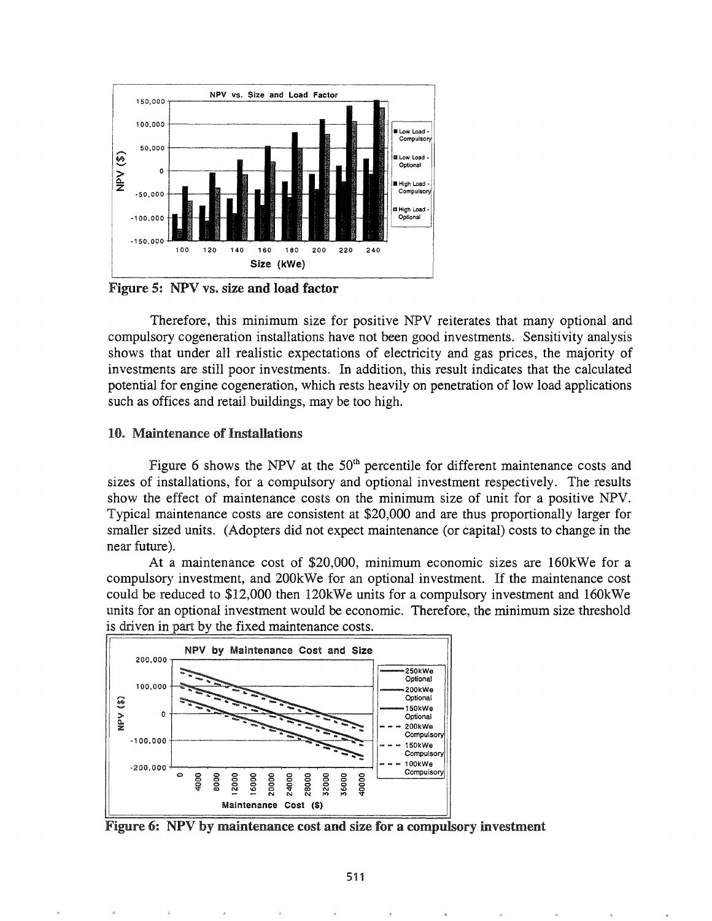**Figure 5: NPV vs. size and load factor**

Therefore, this minimum size for positive NPV reiterates that many optional and compulsory cogeneration installations have not been good investments. Sensitivity analysis shows that under all realistic expectations of electricity and gas prices, the majority of investments are still poor investments. In addition, this result indicates that the calculated potential for engine cogeneration, which rests heavily on penetration of low load applications such as offices and retail buildings, may be too high.

## 10. Maintenance of Installations

Figure 6 shows the NPV at the 50[th] percentile for different maintenance costs and sizes of installations, for a compulsory and optional investment respectively. The results show the effect of maintenance costs on the minimum size of unit for a positive NPV. Typical maintenance costs are consistent at $20,000 and are thus proportionally larger for smaller sized units. (Adopters did not expect maintenance (or capital) costs to change in the near future).

At a maintenance cost of $20,000, minimum economic sizes are 160kWe for a compulsory investment, and 200kWe for an optional investment. If the maintenance cost could be reduced to $12,000 then 120kWe units for a compulsory investment and 160kWe units for an optional investment would be economic. Therefore, the minimum size threshold is driven in part by the fixed maintenance costs.

**Figure 6: NPV by maintenance cost and size for a compulsory investment**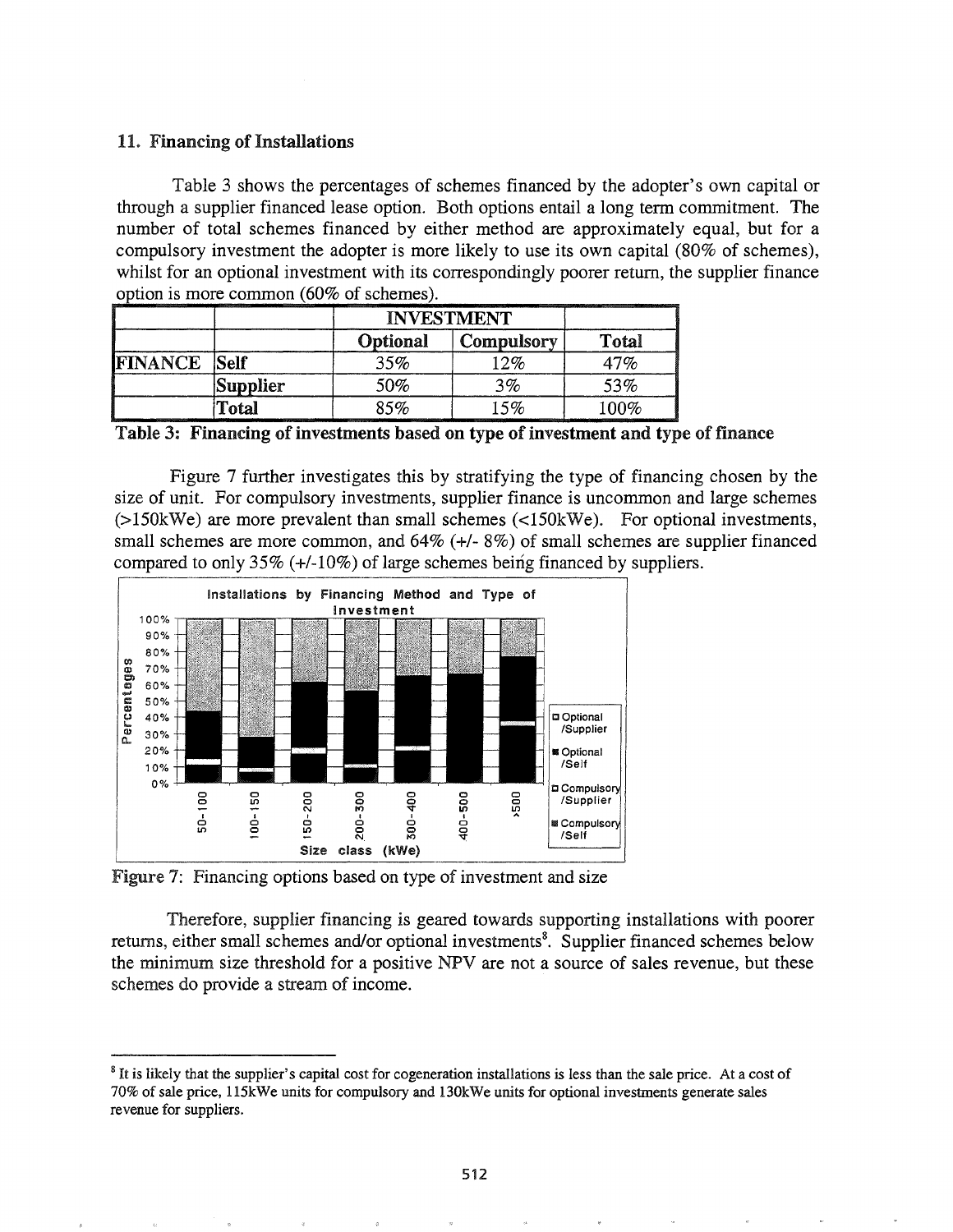## 11. Financing of Installations

Table 3 shows the percentages of schemes financed by the adopter's own capital or through a supplier financed lease option. Both options entail a long term commitment. The number of total schemes financed by either method are approximately equal, but for a compulsory investment the adopter is more likely to use its own capital (80% of schemes), whilst for an optional investment with its correspondingly poorer return, the supplier finance option is more common (60% of schemes).

| | | INVESTMENT | | |
|---|---|---|---|---|
| | | **Optional** | **Compulsory** | **Total** |
| **FINANCE** | **Self** | 35% | 12% | 47% |
| | **Supplier** | 50% | 3% | 53% |
| | **Total** | 85% | 15% | 100% |

**Table 3: Financing of investments based on type of investment and type of finance**

Figure 7 further investigates this by stratifying the type of financing chosen by the size of unit. For compulsory investments, supplier finance is uncommon and large schemes (>150kWe) are more prevalent than small schemes (<150kWe). For optional investments, small schemes are more common, and 64% (+/- 8%) of small schemes are supplier financed compared to only 35% (+/-10%) of large schemes being financed by suppliers.

Figure 7: Financing options based on type of investment and size

Therefore, supplier financing is geared towards supporting installations with poorer returns, either small schemes and/or optional investments[8]. Supplier financed schemes below the minimum size threshold for a positive NPV are not a source of sales revenue, but these schemes do provide a stream of income.

---

[8] It is likely that the supplier's capital cost for cogeneration installations is less than the sale price. At a cost of 70% of sale price, 115kWe units for compulsory and 130kWe units for optional investments generate sales revenue for suppliers.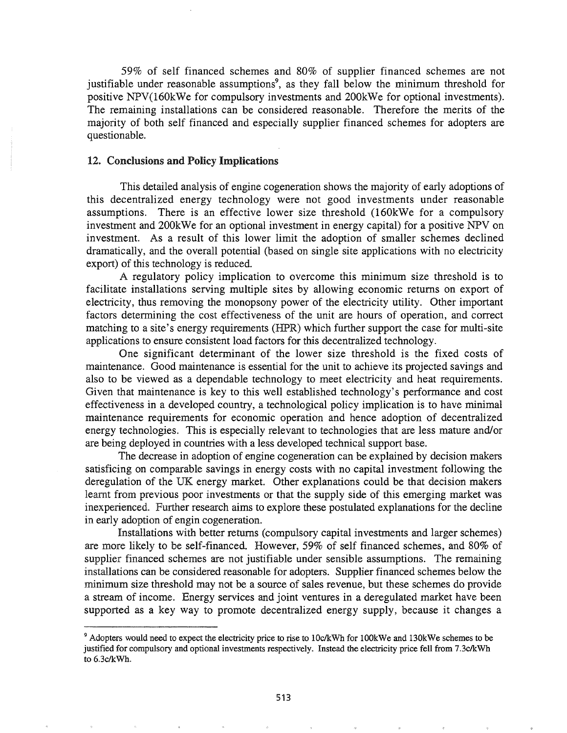59% of self financed schemes and 80% of supplier financed schemes are not justifiable under reasonable assumptions[9], as they fall below the minimum threshold for positive NPV(160kWe for compulsory investments and 200kWe for optional investments). The remaining installations can be considered reasonable. Therefore the merits of the majority of both self financed and especially supplier financed schemes for adopters are questionable.

## 12. Conclusions and Policy Implications

This detailed analysis of engine cogeneration shows the majority of early adoptions of this decentralized energy technology were not good investments under reasonable assumptions. There is an effective lower size threshold (160kWe for a compulsory investment and 200kWe for an optional investment in energy capital) for a positive NPV on investment. As a result of this lower limit the adoption of smaller schemes declined dramatically, and the overall potential (based on single site applications with no electricity export) of this technology is reduced.

A regulatory policy implication to overcome this minimum size threshold is to facilitate installations serving multiple sites by allowing economic returns on export of electricity, thus removing the monopsony power of the electricity utility. Other important factors determining the cost effectiveness of the unit are hours of operation, and correct matching to a site's energy requirements (HPR) which further support the case for multi-site applications to ensure consistent load factors for this decentralized technology.

One significant determinant of the lower size threshold is the fixed costs of maintenance. Good maintenance is essential for the unit to achieve its projected savings and also to be viewed as a dependable technology to meet electricity and heat requirements. Given that maintenance is key to this well established technology's performance and cost effectiveness in a developed country, a technological policy implication is to have minimal maintenance requirements for economic operation and hence adoption of decentralized energy technologies. This is especially relevant to technologies that are less mature and/or are being deployed in countries with a less developed technical support base.

The decrease in adoption of engine cogeneration can be explained by decision makers satisficing on comparable savings in energy costs with no capital investment following the deregulation of the UK energy market. Other explanations could be that decision makers learnt from previous poor investments or that the supply side of this emerging market was inexperienced. Further research aims to explore these postulated explanations for the decline in early adoption of engin cogeneration.

Installations with better returns (compulsory capital investments and larger schemes) are more likely to be self-financed. However, 59% of self financed schemes, and 80% of supplier financed schemes are not justifiable under sensible assumptions. The remaining installations can be considered reasonable for adopters. Supplier financed schemes below the minimum size threshold may not be a source of sales revenue, but these schemes do provide a stream of income. Energy services and joint ventures in a deregulated market have been supported as a key way to promote decentralized energy supply, because it changes a

---

[9] Adopters would need to expect the electricity price to rise to 10c/kWh for 100kWe and 130kWe schemes to be justified for compulsory and optional investments respectively. Instead the electricity price fell from 7.3c/kWh to 6.3c/kWh.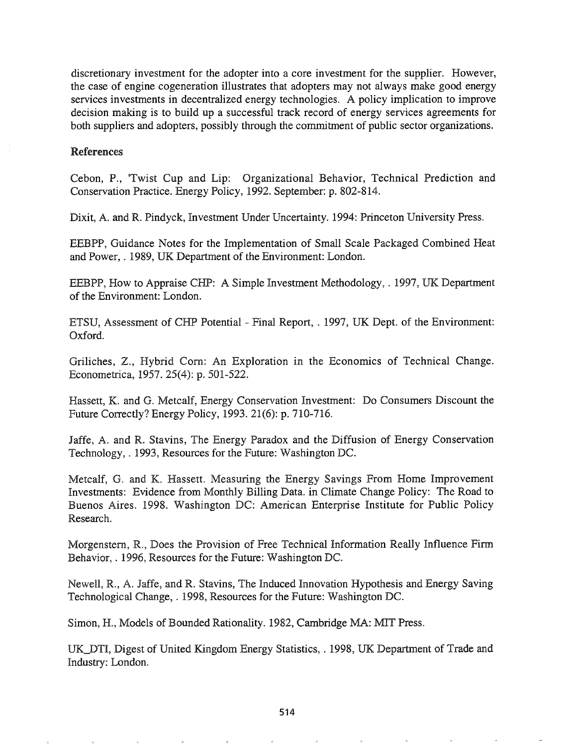discretionary investment for the adopter into a core investment for the supplier. However, the case of engine cogeneration illustrates that adopters may not always make good energy services investments in decentralized energy technologies. A policy implication to improve decision making is to build up a successful track record of energy services agreements for both suppliers and adopters, possibly through the commitment of public sector organizations.

## References

Cebon, P., 'Twist Cup and Lip: Organizational Behavior, Technical Prediction and Conservation Practice. Energy Policy, 1992. September: p. 802-814.

Dixit, A. and R. Pindyck, Investment Under Uncertainty. 1994: Princeton University Press.

EEBPP, Guidance Notes for the Implementation of Small Scale Packaged Combined Heat and Power, . 1989, UK Department of the Environment: London.

EEBPP, How to Appraise CHP: A Simple Investment Methodology, . 1997, UK Department of the Environment: London.

ETSU, Assessment of CHP Potential - Final Report, . 1997, UK Dept. of the Environment: Oxford.

Griliches, Z., Hybrid Corn: An Exploration in the Economics of Technical Change. Econometrica, 1957. 25(4): p. 501-522.

Hassett, K. and G. Metcalf, Energy Conservation Investment: Do Consumers Discount the Future Correctly? Energy Policy, 1993. 21(6): p. 710-716.

Jaffe, A. and R. Stavins, The Energy Paradox and the Diffusion of Energy Conservation Technology, . 1993, Resources for the Future: Washington DC.

Metcalf, G. and K. Hassett. Measuring the Energy Savings From Home Improvement Investments: Evidence from Monthly Billing Data. in Climate Change Policy: The Road to Buenos Aires. 1998. Washington DC: American Enterprise Institute for Public Policy Research.

Morgenstern, R., Does the Provision of Free Technical Information Really Influence Firm Behavior, . 1996, Resources for the Future: Washington DC.

Newell, R., A. Jaffe, and R. Stavins, The Induced Innovation Hypothesis and Energy Saving Technological Change, . 1998, Resources for the Future: Washington DC.

Simon, H., Models of Bounded Rationality. 1982, Cambridge MA: MIT Press.

UK_DTI, Digest of United Kingdom Energy Statistics, . 1998, UK Department of Trade and Industry: London.